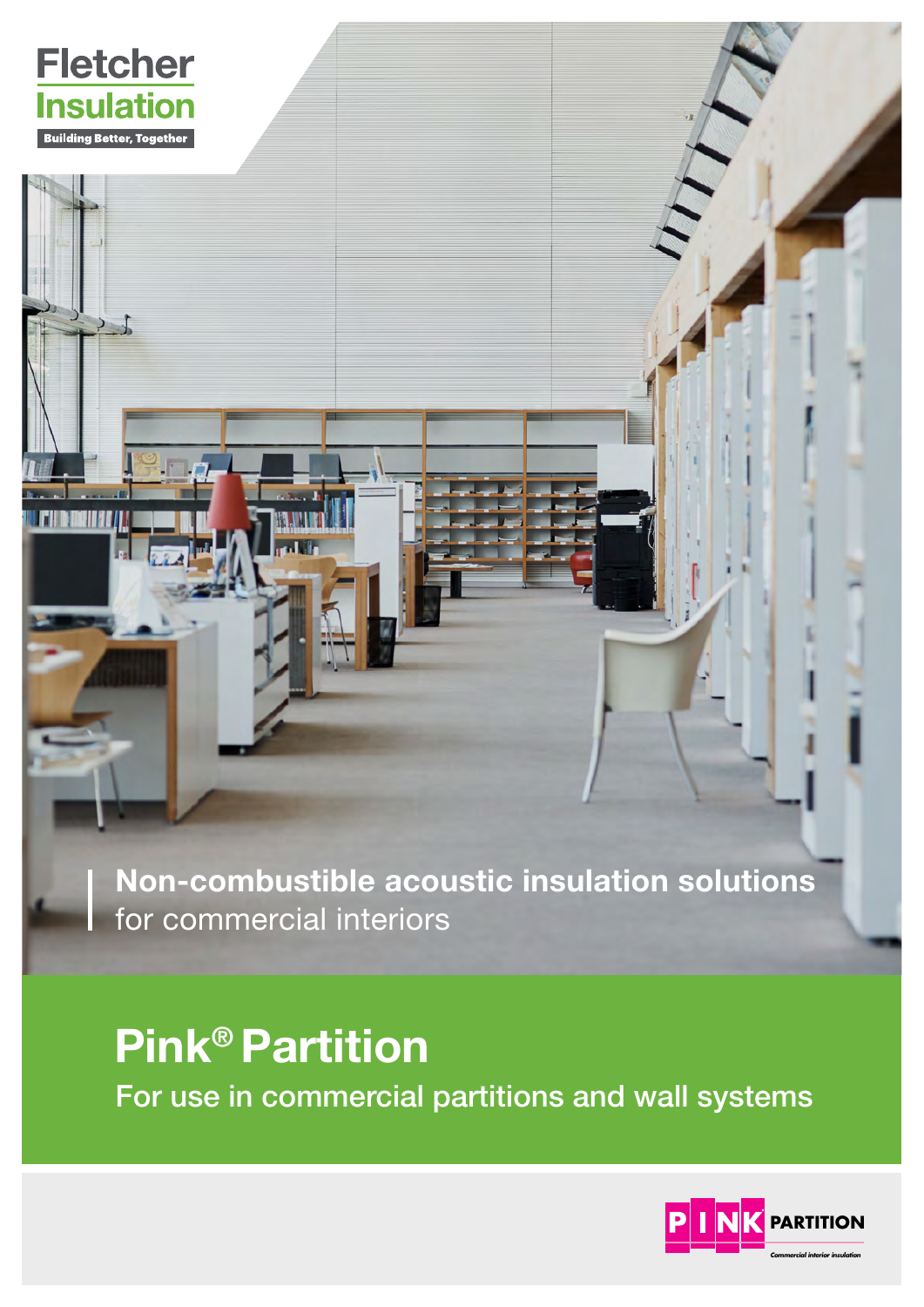Fletcher Insulation

Building Better, Together

**Non-combustible acoustic insulation solutions**
for commercial interiors

# Pink® Partition

For use in commercial partitions and wall systems

PINK PARTITION

Commercial interior insulation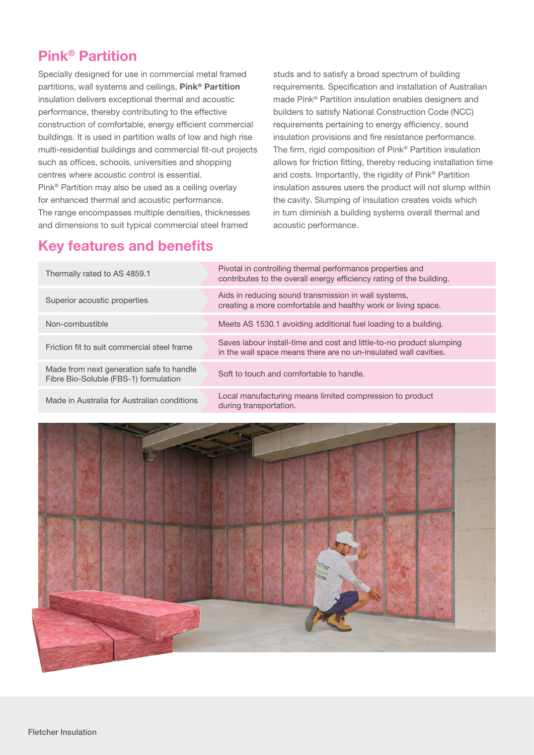## Pink® Partition

Specially designed for use in commercial metal framed partitions, wall systems and ceilings, **Pink® Partition** insulation delivers exceptional thermal and acoustic performance, thereby contributing to the effective construction of comfortable, energy efficient commercial buildings. It is used in partition walls of low and high rise multi-residential buildings and commercial fit-out projects such as offices, schools, universities and shopping centres where acoustic control is essential.

Pink® Partition may also be used as a ceiling overlay for enhanced thermal and acoustic performance.

The range encompasses multiple densities, thicknesses and dimensions to suit typical commercial steel framed studs and to satisfy a broad spectrum of building requirements. Specification and installation of Australian made Pink® Partition insulation enables designers and builders to satisfy National Construction Code (NCC) requirements pertaining to energy efficiency, sound insulation provisions and fire resistance performance. The firm, rigid composition of Pink® Partition insulation allows for friction fitting, thereby reducing installation time and costs. Importantly, the rigidity of Pink® Partition insulation assures users the product will not slump within the cavity. Slumping of insulation creates voids which in turn diminish a building systems overall thermal and acoustic performance.

## Key features and benefits

| Feature | Benefit |
|---|---|
| Thermally rated to AS 4859.1 | Pivotal in controlling thermal performance properties and contributes to the overall energy efficiency rating of the building. |
| Superior acoustic properties | Aids in reducing sound transmission in wall systems, creating a more comfortable and healthy work or living space. |
| Non-combustible | Meets AS 1530.1 avoiding additional fuel loading to a building. |
| Friction fit to suit commercial steel frame | Saves labour install-time and cost and little-to-no product slumping in the wall space means there are no un-insulated wall cavities. |
| Made from next generation safe to handle Fibre Bio-Soluble (FBS-1) formulation | Soft to touch and comfortable to handle. |
| Made in Australia for Australian conditions | Local manufacturing means limited compression to product during transportation. |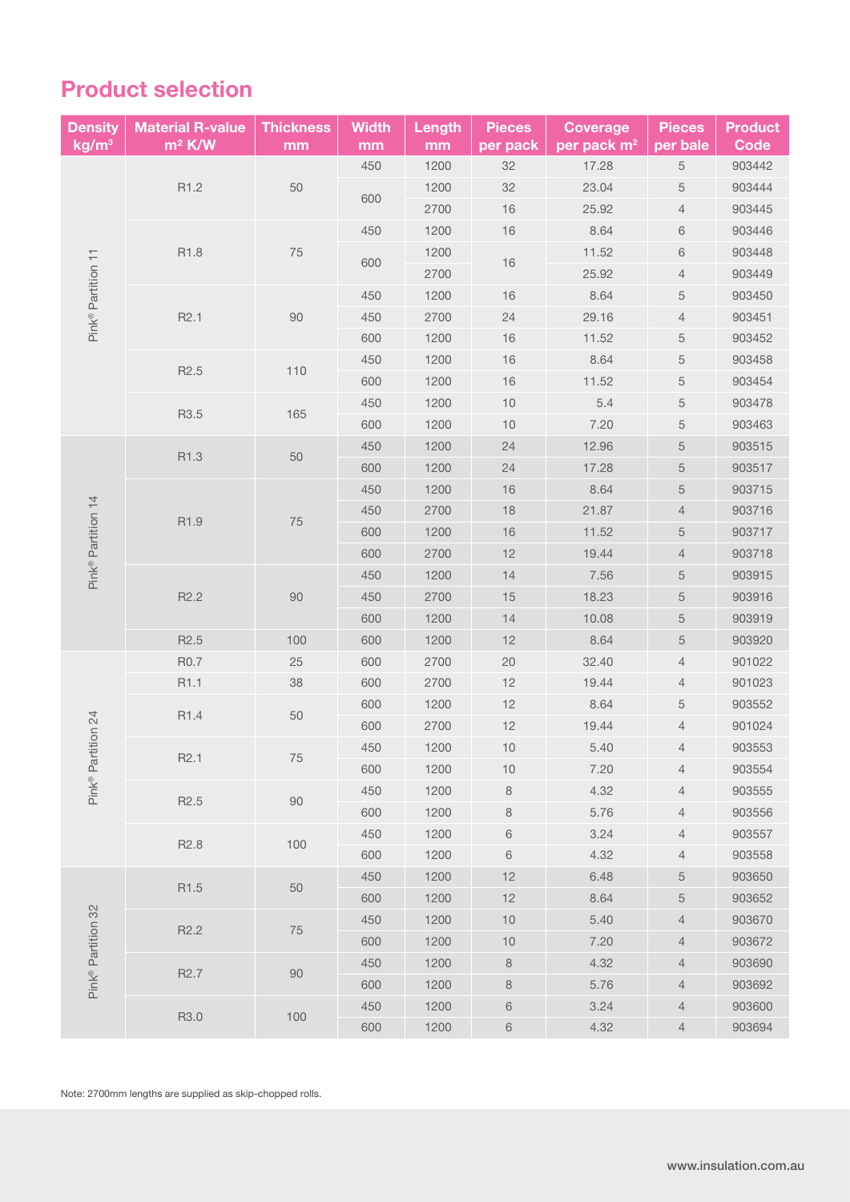## Product selection

| Density kg/m³ | Material R-value m² K/W | Thickness mm | Width mm | Length mm | Pieces per pack | Coverage per pack m² | Pieces per bale | Product Code |
|---|---|---|---|---|---|---|---|---|
| Pink® Partition 11 | R1.2 | 50 | 450 | 1200 | 32 | 17.28 | 5 | 903442 |
| | | | 600 | 1200 | 32 | 23.04 | 5 | 903444 |
| | | | | 2700 | 16 | 25.92 | 4 | 903445 |
| | R1.8 | 75 | 450 | 1200 | 16 | 8.64 | 6 | 903446 |
| | | | 600 | 1200 | 16 | 11.52 | 6 | 903448 |
| | | | | 2700 | | 25.92 | 4 | 903449 |
| | R2.1 | 90 | 450 | 1200 | 16 | 8.64 | 5 | 903450 |
| | | | 450 | 2700 | 24 | 29.16 | 4 | 903451 |
| | | | 600 | 1200 | 16 | 11.52 | 5 | 903452 |
| | R2.5 | 110 | 450 | 1200 | 16 | 8.64 | 5 | 903458 |
| | | | 600 | 1200 | 16 | 11.52 | 5 | 903454 |
| | R3.5 | 165 | 450 | 1200 | 10 | 5.4 | 5 | 903478 |
| | | | 600 | 1200 | 10 | 7.20 | 5 | 903463 |
| Pink® Partition 14 | R1.3 | 50 | 450 | 1200 | 24 | 12.96 | 5 | 903515 |
| | | | 600 | 1200 | 24 | 17.28 | 5 | 903517 |
| | R1.9 | 75 | 450 | 1200 | 16 | 8.64 | 5 | 903715 |
| | | | 450 | 2700 | 18 | 21.87 | 4 | 903716 |
| | | | 600 | 1200 | 16 | 11.52 | 5 | 903717 |
| | | | 600 | 2700 | 12 | 19.44 | 4 | 903718 |
| | R2.2 | 90 | 450 | 1200 | 14 | 7.56 | 5 | 903915 |
| | | | 450 | 2700 | 15 | 18.23 | 5 | 903916 |
| | | | 600 | 1200 | 14 | 10.08 | 5 | 903919 |
| | R2.5 | 100 | 600 | 1200 | 12 | 8.64 | 5 | 903920 |
| Pink® Partition 24 | R0.7 | 25 | 600 | 2700 | 20 | 32.40 | 4 | 901022 |
| | R1.1 | 38 | 600 | 2700 | 12 | 19.44 | 4 | 901023 |
| | R1.4 | 50 | 600 | 1200 | 12 | 8.64 | 5 | 903552 |
| | | | 600 | 2700 | 12 | 19.44 | 4 | 901024 |
| | R2.1 | 75 | 450 | 1200 | 10 | 5.40 | 4 | 903553 |
| | | | 600 | 1200 | 10 | 7.20 | 4 | 903554 |
| | R2.5 | 90 | 450 | 1200 | 8 | 4.32 | 4 | 903555 |
| | | | 600 | 1200 | 8 | 5.76 | 4 | 903556 |
| | R2.8 | 100 | 450 | 1200 | 6 | 3.24 | 4 | 903557 |
| | | | 600 | 1200 | 6 | 4.32 | 4 | 903558 |
| Pink® Partition 32 | R1.5 | 50 | 450 | 1200 | 12 | 6.48 | 5 | 903650 |
| | | | 600 | 1200 | 12 | 8.64 | 5 | 903652 |
| | R2.2 | 75 | 450 | 1200 | 10 | 5.40 | 4 | 903670 |
| | | | 600 | 1200 | 10 | 7.20 | 4 | 903672 |
| | R2.7 | 90 | 450 | 1200 | 8 | 4.32 | 4 | 903690 |
| | | | 600 | 1200 | 8 | 5.76 | 4 | 903692 |
| | R3.0 | 100 | 450 | 1200 | 6 | 3.24 | 4 | 903600 |
| | | | 600 | 1200 | 6 | 4.32 | 4 | 903694 |

Note: 2700mm lengths are supplied as skip-chopped rolls.

www.insulation.com.au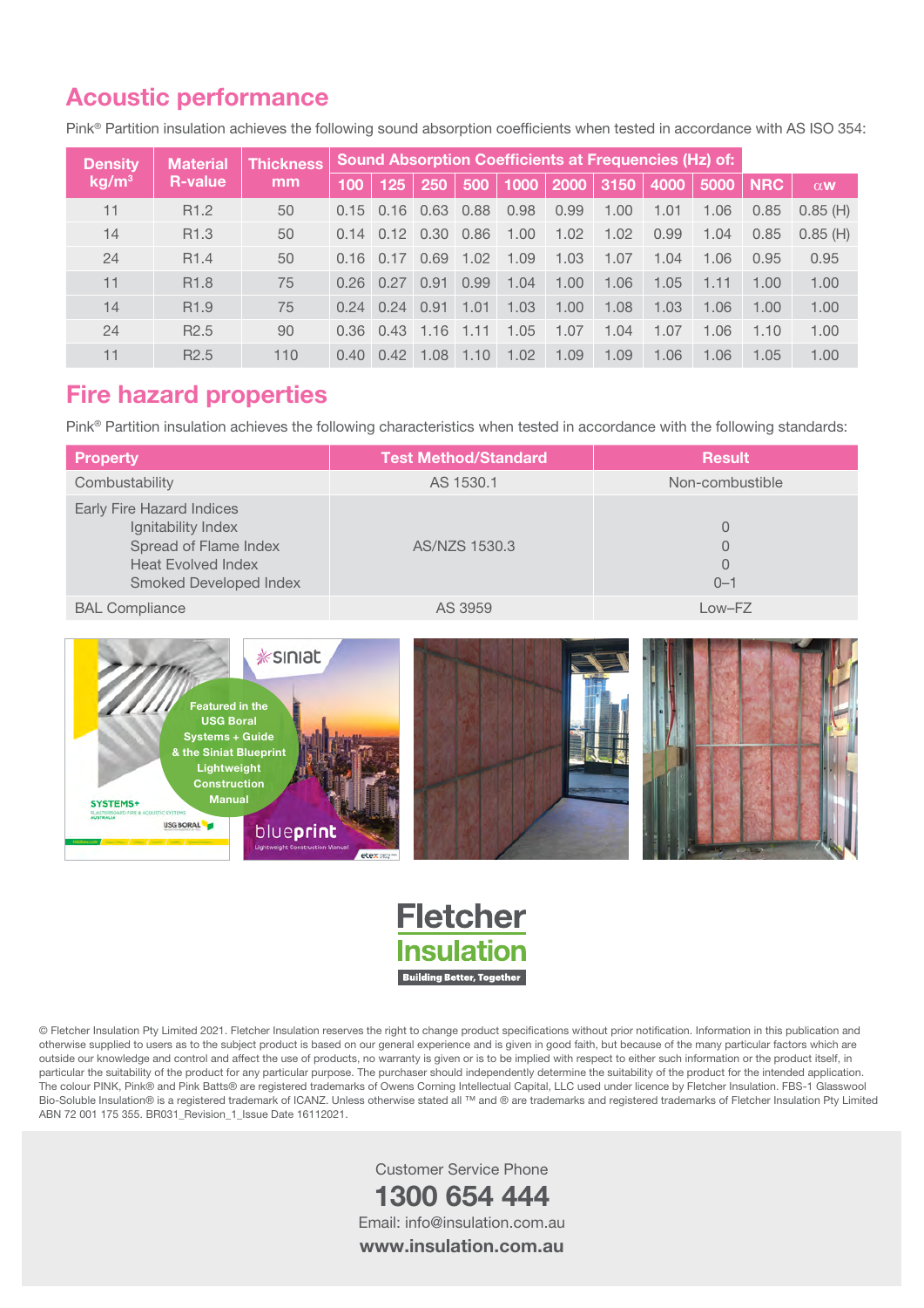## Acoustic performance

Pink® Partition insulation achieves the following sound absorption coefficients when tested in accordance with AS ISO 354:

| Density kg/m³ | Material R-value | Thickness mm | Sound Absorption Coefficients at Frequencies (Hz) of: | | | | | | | | | | |
|---|---|---|---|---|---|---|---|---|---|---|---|---|---|
| | | | 100 | 125 | 250 | 500 | 1000 | 2000 | 3150 | 4000 | 5000 | NRC | αw |
| 11 | R1.2 | 50 | 0.15 | 0.16 | 0.63 | 0.88 | 0.98 | 0.99 | 1.00 | 1.01 | 1.06 | 0.85 | 0.85 (H) |
| 14 | R1.3 | 50 | 0.14 | 0.12 | 0.30 | 0.86 | 1.00 | 1.02 | 1.02 | 0.99 | 1.04 | 0.85 | 0.85 (H) |
| 24 | R1.4 | 50 | 0.16 | 0.17 | 0.69 | 1.02 | 1.09 | 1.03 | 1.07 | 1.04 | 1.06 | 0.95 | 0.95 |
| 11 | R1.8 | 75 | 0.26 | 0.27 | 0.91 | 0.99 | 1.04 | 1.00 | 1.06 | 1.05 | 1.11 | 1.00 | 1.00 |
| 14 | R1.9 | 75 | 0.24 | 0.24 | 0.91 | 1.01 | 1.03 | 1.00 | 1.08 | 1.03 | 1.06 | 1.00 | 1.00 |
| 24 | R2.5 | 90 | 0.36 | 0.43 | 1.16 | 1.11 | 1.05 | 1.07 | 1.04 | 1.07 | 1.06 | 1.10 | 1.00 |
| 11 | R2.5 | 110 | 0.40 | 0.42 | 1.08 | 1.10 | 1.02 | 1.09 | 1.09 | 1.06 | 1.06 | 1.05 | 1.00 |

## Fire hazard properties

Pink® Partition insulation achieves the following characteristics when tested in accordance with the following standards:

| Property | Test Method/Standard | Result |
|---|---|---|
| Combustability | AS 1530.1 | Non-combustible |
| Early Fire Hazard Indices<br>Ignitability Index<br>Spread of Flame Index<br>Heat Evolved Index<br>Smoked Developed Index | AS/NZS 1530.3 | <br>0<br>0<br>0<br>0–1 |
| BAL Compliance | AS 3959 | Low–FZ |

Featured in the USG Boral Systems + Guide & the Siniat Blueprint Lightweight Construction Manual

© Fletcher Insulation Pty Limited 2021. Fletcher Insulation reserves the right to change product specifications without prior notification. Information in this publication and otherwise supplied to users as to the subject product is based on our general experience and is given in good faith, but because of the many particular factors which are outside our knowledge and control and affect the use of products, no warranty is given or is to be implied with respect to either such information or the product itself, in particular the suitability of the product for any particular purpose. The purchaser should independently determine the suitability of the product for the intended application. The colour PINK, Pink® and Pink Batts® are registered trademarks of Owens Corning Intellectual Capital, LLC used under licence by Fletcher Insulation. FBS-1 Glasswool Bio-Soluble Insulation® is a registered trademark of ICANZ. Unless otherwise stated all ™ and ® are trademarks and registered trademarks of Fletcher Insulation Pty Limited ABN 72 001 175 355. BR031_Revision_1_Issue Date 16112021.

Customer Service Phone

**1300 654 444**

Email: info@insulation.com.au

**www.insulation.com.au**